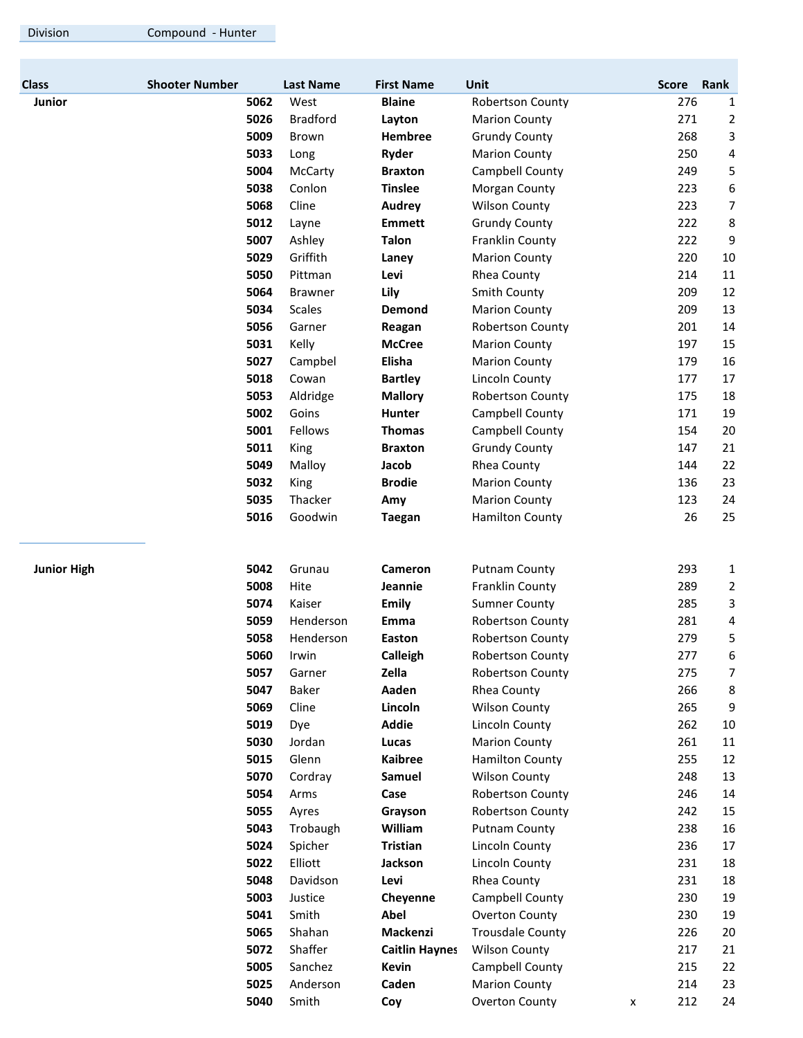| Division | Compound - Hunter |
|---|---|

| Class | Shooter Number | Last Name | First Name | Unit | | Score | Rank |
|---|---|---|---|---|---|---|---|
| **Junior** | **5062** | West | **Blaine** | Robertson County | | 276 | 1 |
| | **5026** | Bradford | **Layton** | Marion County | | 271 | 2 |
| | **5009** | Brown | **Hembree** | Grundy County | | 268 | 3 |
| | **5033** | Long | **Ryder** | Marion County | | 250 | 4 |
| | **5004** | McCarty | **Braxton** | Campbell County | | 249 | 5 |
| | **5038** | Conlon | **Tinslee** | Morgan County | | 223 | 6 |
| | **5068** | Cline | **Audrey** | Wilson County | | 223 | 7 |
| | **5012** | Layne | **Emmett** | Grundy County | | 222 | 8 |
| | **5007** | Ashley | **Talon** | Franklin County | | 222 | 9 |
| | **5029** | Griffith | **Laney** | Marion County | | 220 | 10 |
| | **5050** | Pittman | **Levi** | Rhea County | | 214 | 11 |
| | **5064** | Brawner | **Lily** | Smith County | | 209 | 12 |
| | **5034** | Scales | **Demond** | Marion County | | 209 | 13 |
| | **5056** | Garner | **Reagan** | Robertson County | | 201 | 14 |
| | **5031** | Kelly | **McCree** | Marion County | | 197 | 15 |
| | **5027** | Campbel | **Elisha** | Marion County | | 179 | 16 |
| | **5018** | Cowan | **Bartley** | Lincoln County | | 177 | 17 |
| | **5053** | Aldridge | **Mallory** | Robertson County | | 175 | 18 |
| | **5002** | Goins | **Hunter** | Campbell County | | 171 | 19 |
| | **5001** | Fellows | **Thomas** | Campbell County | | 154 | 20 |
| | **5011** | King | **Braxton** | Grundy County | | 147 | 21 |
| | **5049** | Malloy | **Jacob** | Rhea County | | 144 | 22 |
| | **5032** | King | **Brodie** | Marion County | | 136 | 23 |
| | **5035** | Thacker | **Amy** | Marion County | | 123 | 24 |
| | **5016** | Goodwin | **Taegan** | Hamilton County | | 26 | 25 |
| **Junior High** | **5042** | Grunau | **Cameron** | Putnam County | | 293 | 1 |
| | **5008** | Hite | **Jeannie** | Franklin County | | 289 | 2 |
| | **5074** | Kaiser | **Emily** | Sumner County | | 285 | 3 |
| | **5059** | Henderson | **Emma** | Robertson County | | 281 | 4 |
| | **5058** | Henderson | **Easton** | Robertson County | | 279 | 5 |
| | **5060** | Irwin | **Calleigh** | Robertson County | | 277 | 6 |
| | **5057** | Garner | **Zella** | Robertson County | | 275 | 7 |
| | **5047** | Baker | **Aaden** | Rhea County | | 266 | 8 |
| | **5069** | Cline | **Lincoln** | Wilson County | | 265 | 9 |
| | **5019** | Dye | **Addie** | Lincoln County | | 262 | 10 |
| | **5030** | Jordan | **Lucas** | Marion County | | 261 | 11 |
| | **5015** | Glenn | **Kaibree** | Hamilton County | | 255 | 12 |
| | **5070** | Cordray | **Samuel** | Wilson County | | 248 | 13 |
| | **5054** | Arms | **Case** | Robertson County | | 246 | 14 |
| | **5055** | Ayres | **Grayson** | Robertson County | | 242 | 15 |
| | **5043** | Trobaugh | **William** | Putnam County | | 238 | 16 |
| | **5024** | Spicher | **Tristian** | Lincoln County | | 236 | 17 |
| | **5022** | Elliott | **Jackson** | Lincoln County | | 231 | 18 |
| | **5048** | Davidson | **Levi** | Rhea County | | 231 | 18 |
| | **5003** | Justice | **Cheyenne** | Campbell County | | 230 | 19 |
| | **5041** | Smith | **Abel** | Overton County | | 230 | 19 |
| | **5065** | Shahan | **Mackenzi** | Trousdale County | | 226 | 20 |
| | **5072** | Shaffer | **Caitlin Haynes** | Wilson County | | 217 | 21 |
| | **5005** | Sanchez | **Kevin** | Campbell County | | 215 | 22 |
| | **5025** | Anderson | **Caden** | Marion County | | 214 | 23 |
| | **5040** | Smith | **Coy** | Overton County | x | 212 | 24 |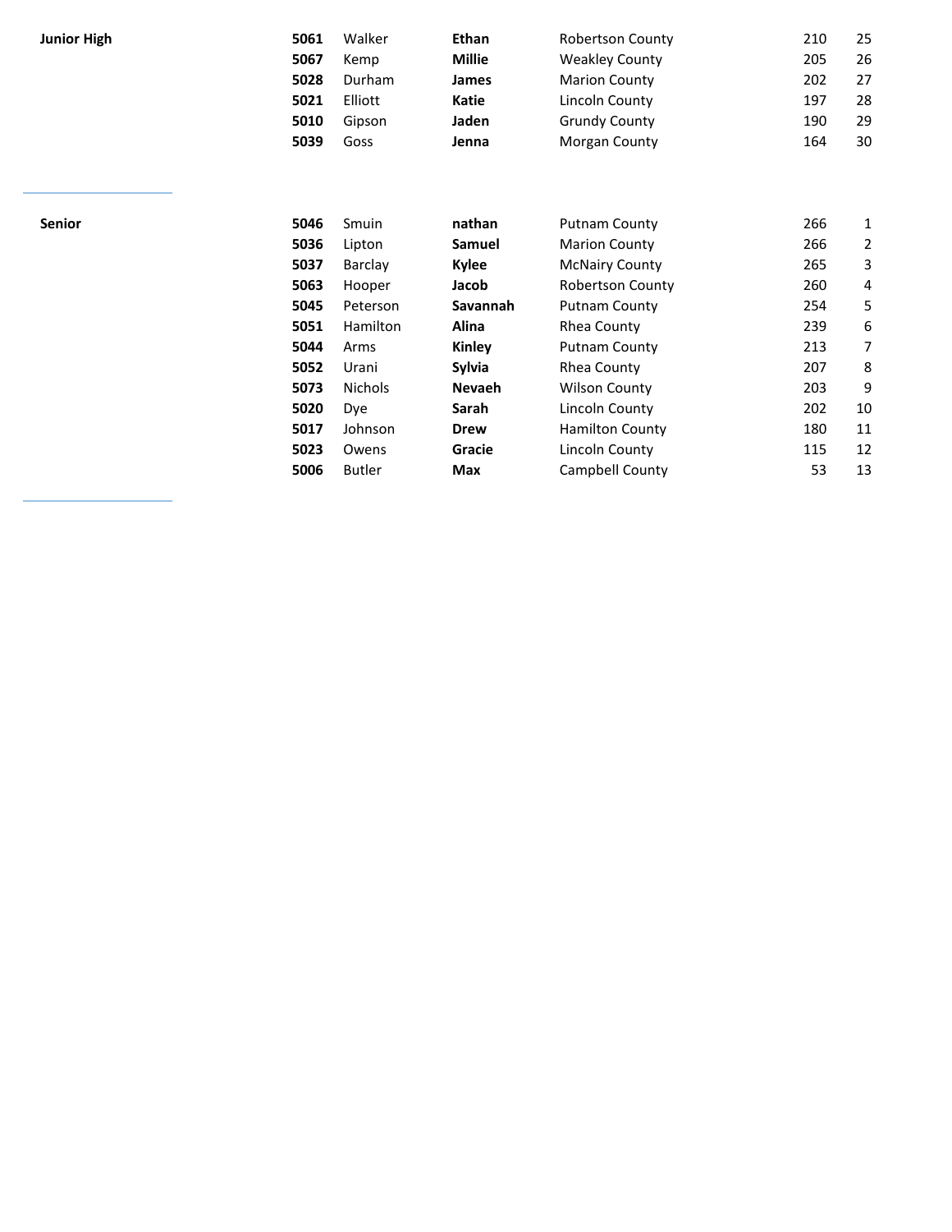| | | | | | | |
|---|---|---|---|---|---|---|
| **Junior High** | **5061** | Walker | **Ethan** | Robertson County | 210 | 25 |
| | **5067** | Kemp | **Millie** | Weakley County | 205 | 26 |
| | **5028** | Durham | **James** | Marion County | 202 | 27 |
| | **5021** | Elliott | **Katie** | Lincoln County | 197 | 28 |
| | **5010** | Gipson | **Jaden** | Grundy County | 190 | 29 |
| | **5039** | Goss | **Jenna** | Morgan County | 164 | 30 |

| | | | | | | |
|---|---|---|---|---|---|---|
| **Senior** | **5046** | Smuin | **nathan** | Putnam County | 266 | 1 |
| | **5036** | Lipton | **Samuel** | Marion County | 266 | 2 |
| | **5037** | Barclay | **Kylee** | McNairy County | 265 | 3 |
| | **5063** | Hooper | **Jacob** | Robertson County | 260 | 4 |
| | **5045** | Peterson | **Savannah** | Putnam County | 254 | 5 |
| | **5051** | Hamilton | **Alina** | Rhea County | 239 | 6 |
| | **5044** | Arms | **Kinley** | Putnam County | 213 | 7 |
| | **5052** | Urani | **Sylvia** | Rhea County | 207 | 8 |
| | **5073** | Nichols | **Nevaeh** | Wilson County | 203 | 9 |
| | **5020** | Dye | **Sarah** | Lincoln County | 202 | 10 |
| | **5017** | Johnson | **Drew** | Hamilton County | 180 | 11 |
| | **5023** | Owens | **Gracie** | Lincoln County | 115 | 12 |
| | **5006** | Butler | **Max** | Campbell County | 53 | 13 |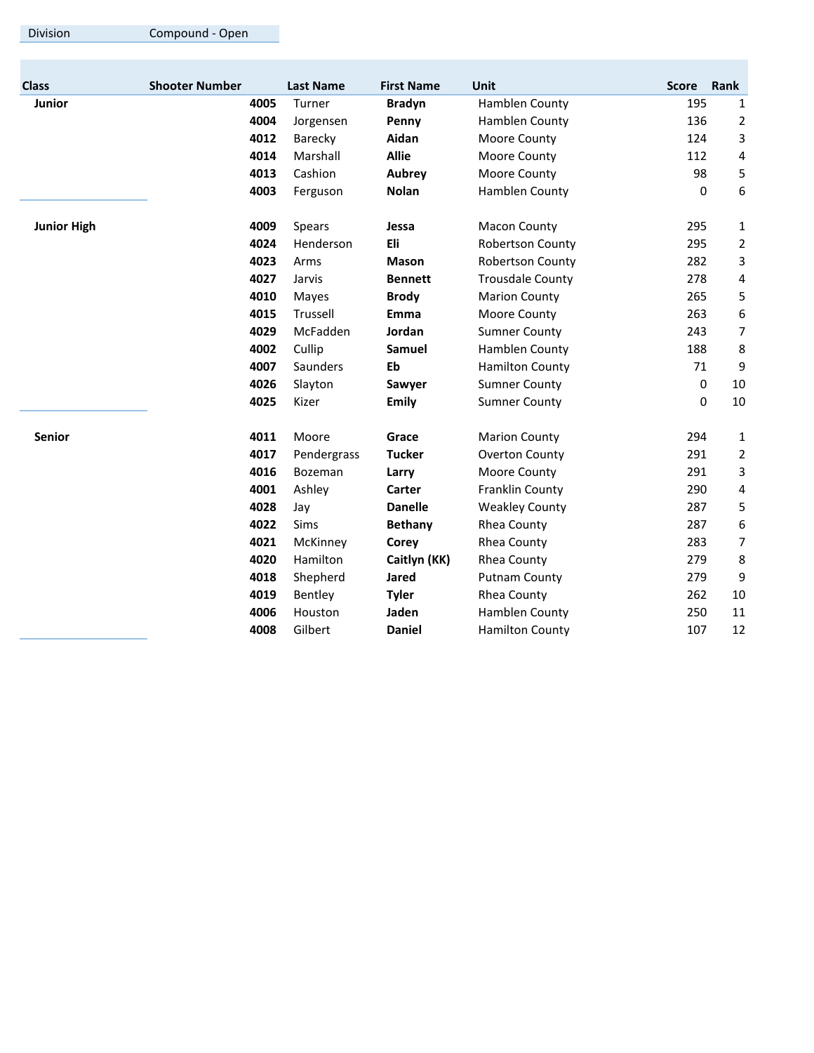| Division | Compound - Open |
| --- | --- |

| Class | Shooter Number | Last Name | First Name | Unit | Score | Rank |
| --- | --- | --- | --- | --- | --- | --- |
| **Junior** | **4005** | Turner | **Bradyn** | Hamblen County | 195 | 1 |
| | **4004** | Jorgensen | **Penny** | Hamblen County | 136 | 2 |
| | **4012** | Barecky | **Aidan** | Moore County | 124 | 3 |
| | **4014** | Marshall | **Allie** | Moore County | 112 | 4 |
| | **4013** | Cashion | **Aubrey** | Moore County | 98 | 5 |
| | **4003** | Ferguson | **Nolan** | Hamblen County | 0 | 6 |
| **Junior High** | **4009** | Spears | **Jessa** | Macon County | 295 | 1 |
| | **4024** | Henderson | **Eli** | Robertson County | 295 | 2 |
| | **4023** | Arms | **Mason** | Robertson County | 282 | 3 |
| | **4027** | Jarvis | **Bennett** | Trousdale County | 278 | 4 |
| | **4010** | Mayes | **Brody** | Marion County | 265 | 5 |
| | **4015** | Trussell | **Emma** | Moore County | 263 | 6 |
| | **4029** | McFadden | **Jordan** | Sumner County | 243 | 7 |
| | **4002** | Cullip | **Samuel** | Hamblen County | 188 | 8 |
| | **4007** | Saunders | **Eb** | Hamilton County | 71 | 9 |
| | **4026** | Slayton | **Sawyer** | Sumner County | 0 | 10 |
| | **4025** | Kizer | **Emily** | Sumner County | 0 | 10 |
| **Senior** | **4011** | Moore | **Grace** | Marion County | 294 | 1 |
| | **4017** | Pendergrass | **Tucker** | Overton County | 291 | 2 |
| | **4016** | Bozeman | **Larry** | Moore County | 291 | 3 |
| | **4001** | Ashley | **Carter** | Franklin County | 290 | 4 |
| | **4028** | Jay | **Danelle** | Weakley County | 287 | 5 |
| | **4022** | Sims | **Bethany** | Rhea County | 287 | 6 |
| | **4021** | McKinney | **Corey** | Rhea County | 283 | 7 |
| | **4020** | Hamilton | **Caitlyn (KK)** | Rhea County | 279 | 8 |
| | **4018** | Shepherd | **Jared** | Putnam County | 279 | 9 |
| | **4019** | Bentley | **Tyler** | Rhea County | 262 | 10 |
| | **4006** | Houston | **Jaden** | Hamblen County | 250 | 11 |
| | **4008** | Gilbert | **Daniel** | Hamilton County | 107 | 12 |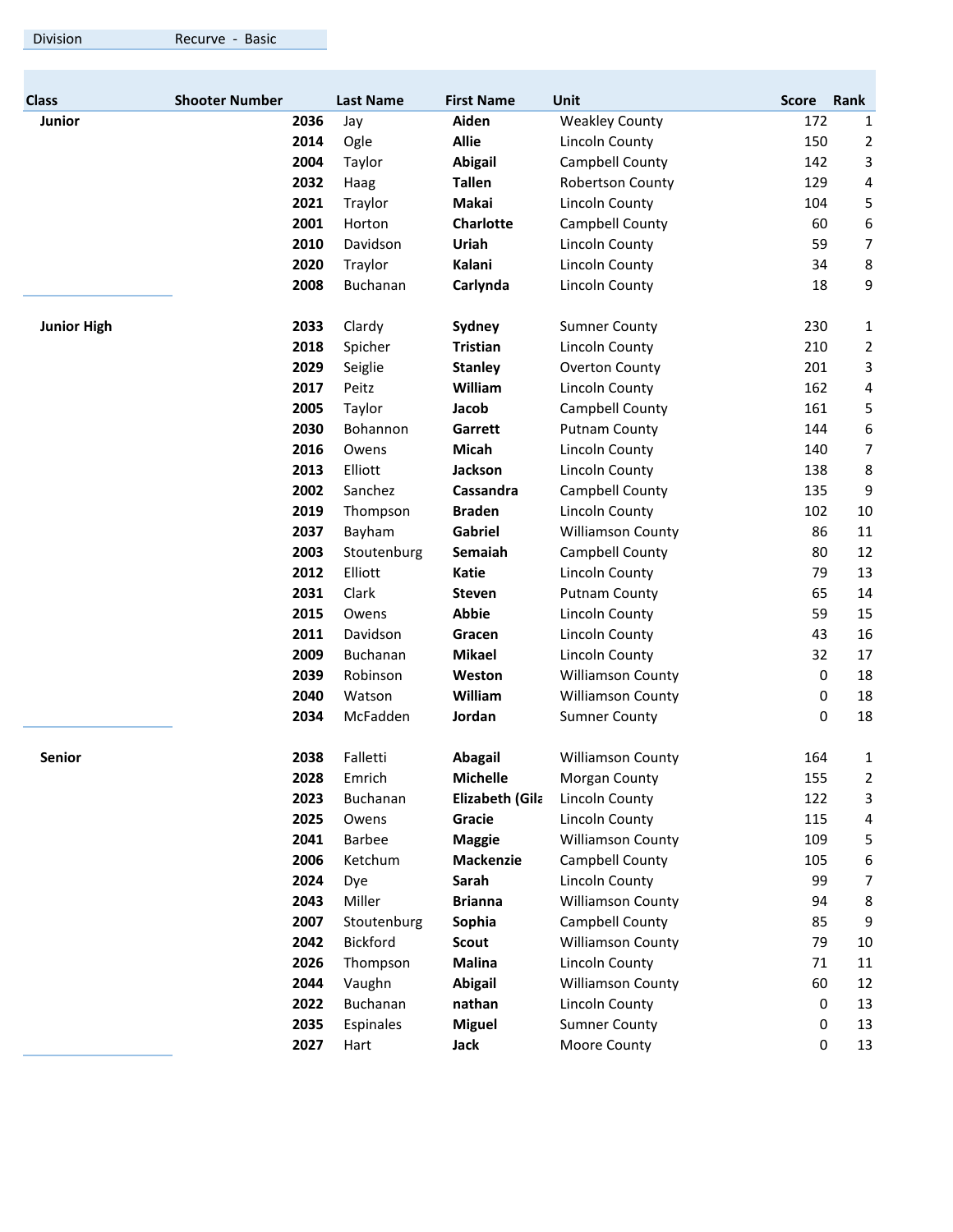| Division | Recurve - Basic |
|---|---|

| Class | Shooter Number | Last Name | First Name | Unit | Score | Rank |
|---|---|---|---|---|---|---|
| **Junior** | **2036** | Jay | **Aiden** | Weakley County | 172 | 1 |
| | **2014** | Ogle | **Allie** | Lincoln County | 150 | 2 |
| | **2004** | Taylor | **Abigail** | Campbell County | 142 | 3 |
| | **2032** | Haag | **Tallen** | Robertson County | 129 | 4 |
| | **2021** | Traylor | **Makai** | Lincoln County | 104 | 5 |
| | **2001** | Horton | **Charlotte** | Campbell County | 60 | 6 |
| | **2010** | Davidson | **Uriah** | Lincoln County | 59 | 7 |
| | **2020** | Traylor | **Kalani** | Lincoln County | 34 | 8 |
| | **2008** | Buchanan | **Carlynda** | Lincoln County | 18 | 9 |
| **Junior High** | **2033** | Clardy | **Sydney** | Sumner County | 230 | 1 |
| | **2018** | Spicher | **Tristian** | Lincoln County | 210 | 2 |
| | **2029** | Seiglie | **Stanley** | Overton County | 201 | 3 |
| | **2017** | Peitz | **William** | Lincoln County | 162 | 4 |
| | **2005** | Taylor | **Jacob** | Campbell County | 161 | 5 |
| | **2030** | Bohannon | **Garrett** | Putnam County | 144 | 6 |
| | **2016** | Owens | **Micah** | Lincoln County | 140 | 7 |
| | **2013** | Elliott | **Jackson** | Lincoln County | 138 | 8 |
| | **2002** | Sanchez | **Cassandra** | Campbell County | 135 | 9 |
| | **2019** | Thompson | **Braden** | Lincoln County | 102 | 10 |
| | **2037** | Bayham | **Gabriel** | Williamson County | 86 | 11 |
| | **2003** | Stoutenburg | **Semaiah** | Campbell County | 80 | 12 |
| | **2012** | Elliott | **Katie** | Lincoln County | 79 | 13 |
| | **2031** | Clark | **Steven** | Putnam County | 65 | 14 |
| | **2015** | Owens | **Abbie** | Lincoln County | 59 | 15 |
| | **2011** | Davidson | **Gracen** | Lincoln County | 43 | 16 |
| | **2009** | Buchanan | **Mikael** | Lincoln County | 32 | 17 |
| | **2039** | Robinson | **Weston** | Williamson County | 0 | 18 |
| | **2040** | Watson | **William** | Williamson County | 0 | 18 |
| | **2034** | McFadden | **Jordan** | Sumner County | 0 | 18 |
| **Senior** | **2038** | Falletti | **Abagail** | Williamson County | 164 | 1 |
| | **2028** | Emrich | **Michelle** | Morgan County | 155 | 2 |
| | **2023** | Buchanan | **Elizabeth (Gila** | Lincoln County | 122 | 3 |
| | **2025** | Owens | **Gracie** | Lincoln County | 115 | 4 |
| | **2041** | Barbee | **Maggie** | Williamson County | 109 | 5 |
| | **2006** | Ketchum | **Mackenzie** | Campbell County | 105 | 6 |
| | **2024** | Dye | **Sarah** | Lincoln County | 99 | 7 |
| | **2043** | Miller | **Brianna** | Williamson County | 94 | 8 |
| | **2007** | Stoutenburg | **Sophia** | Campbell County | 85 | 9 |
| | **2042** | Bickford | **Scout** | Williamson County | 79 | 10 |
| | **2026** | Thompson | **Malina** | Lincoln County | 71 | 11 |
| | **2044** | Vaughn | **Abigail** | Williamson County | 60 | 12 |
| | **2022** | Buchanan | **nathan** | Lincoln County | 0 | 13 |
| | **2035** | Espinales | **Miguel** | Sumner County | 0 | 13 |
| | **2027** | Hart | **Jack** | Moore County | 0 | 13 |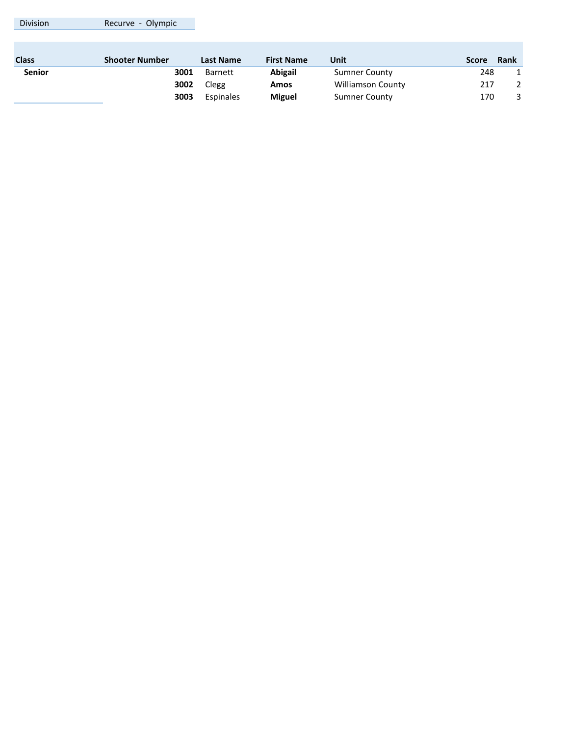| Division | Recurve - Olympic |
|---|---|

| Class | Shooter Number | Last Name | First Name | Unit | Score | Rank |
|---|---|---|---|---|---|---|
| **Senior** | **3001** | Barnett | **Abigail** | Sumner County | 248 | 1 |
| | **3002** | Clegg | **Amos** | Williamson County | 217 | 2 |
| | **3003** | Espinales | **Miguel** | Sumner County | 170 | 3 |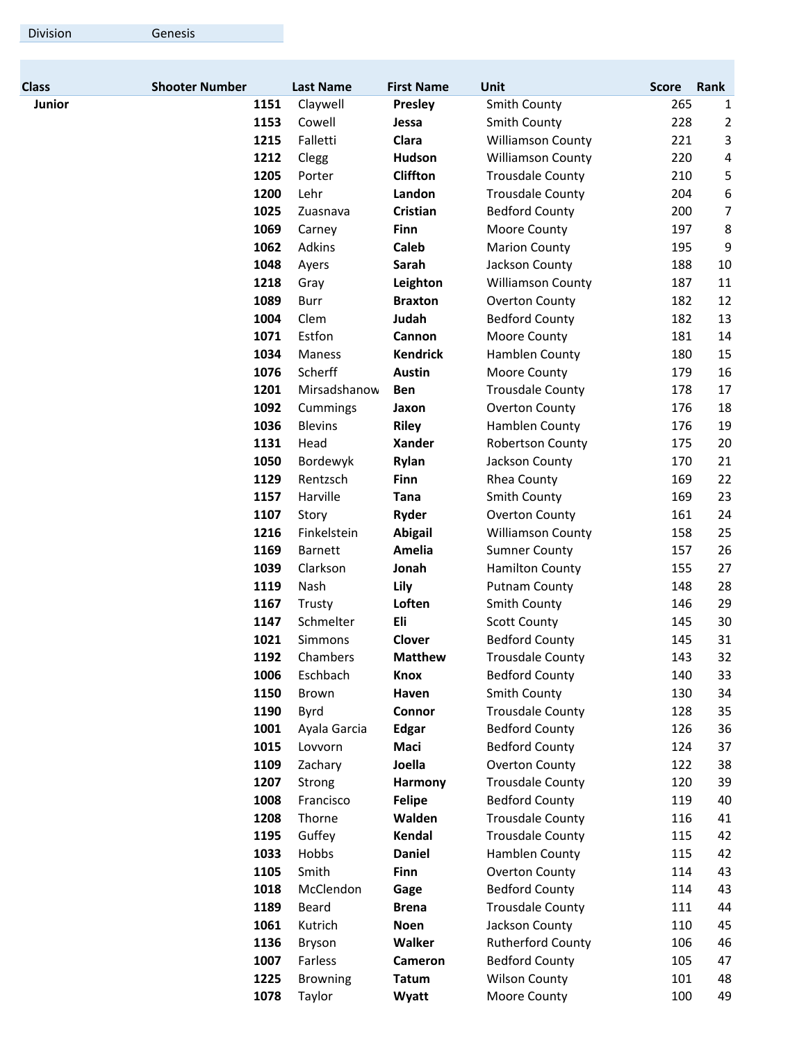| Division | Genesis |
|---|---|

| Class | Shooter Number | Last Name | First Name | Unit | Score | Rank |
|---|---|---|---|---|---|---|
| **Junior** | **1151** | Claywell | **Presley** | Smith County | 265 | 1 |
| | **1153** | Cowell | **Jessa** | Smith County | 228 | 2 |
| | **1215** | Falletti | **Clara** | Williamson County | 221 | 3 |
| | **1212** | Clegg | **Hudson** | Williamson County | 220 | 4 |
| | **1205** | Porter | **Cliffton** | Trousdale County | 210 | 5 |
| | **1200** | Lehr | **Landon** | Trousdale County | 204 | 6 |
| | **1025** | Zuasnava | **Cristian** | Bedford County | 200 | 7 |
| | **1069** | Carney | **Finn** | Moore County | 197 | 8 |
| | **1062** | Adkins | **Caleb** | Marion County | 195 | 9 |
| | **1048** | Ayers | **Sarah** | Jackson County | 188 | 10 |
| | **1218** | Gray | **Leighton** | Williamson County | 187 | 11 |
| | **1089** | Burr | **Braxton** | Overton County | 182 | 12 |
| | **1004** | Clem | **Judah** | Bedford County | 182 | 13 |
| | **1071** | Estfon | **Cannon** | Moore County | 181 | 14 |
| | **1034** | Maness | **Kendrick** | Hamblen County | 180 | 15 |
| | **1076** | Scherff | **Austin** | Moore County | 179 | 16 |
| | **1201** | Mirsadshanow | **Ben** | Trousdale County | 178 | 17 |
| | **1092** | Cummings | **Jaxon** | Overton County | 176 | 18 |
| | **1036** | Blevins | **Riley** | Hamblen County | 176 | 19 |
| | **1131** | Head | **Xander** | Robertson County | 175 | 20 |
| | **1050** | Bordewyk | **Rylan** | Jackson County | 170 | 21 |
| | **1129** | Rentzsch | **Finn** | Rhea County | 169 | 22 |
| | **1157** | Harville | **Tana** | Smith County | 169 | 23 |
| | **1107** | Story | **Ryder** | Overton County | 161 | 24 |
| | **1216** | Finkelstein | **Abigail** | Williamson County | 158 | 25 |
| | **1169** | Barnett | **Amelia** | Sumner County | 157 | 26 |
| | **1039** | Clarkson | **Jonah** | Hamilton County | 155 | 27 |
| | **1119** | Nash | **Lily** | Putnam County | 148 | 28 |
| | **1167** | Trusty | **Loften** | Smith County | 146 | 29 |
| | **1147** | Schmelter | **Eli** | Scott County | 145 | 30 |
| | **1021** | Simmons | **Clover** | Bedford County | 145 | 31 |
| | **1192** | Chambers | **Matthew** | Trousdale County | 143 | 32 |
| | **1006** | Eschbach | **Knox** | Bedford County | 140 | 33 |
| | **1150** | Brown | **Haven** | Smith County | 130 | 34 |
| | **1190** | Byrd | **Connor** | Trousdale County | 128 | 35 |
| | **1001** | Ayala Garcia | **Edgar** | Bedford County | 126 | 36 |
| | **1015** | Lovvorn | **Maci** | Bedford County | 124 | 37 |
| | **1109** | Zachary | **Joella** | Overton County | 122 | 38 |
| | **1207** | Strong | **Harmony** | Trousdale County | 120 | 39 |
| | **1008** | Francisco | **Felipe** | Bedford County | 119 | 40 |
| | **1208** | Thorne | **Walden** | Trousdale County | 116 | 41 |
| | **1195** | Guffey | **Kendal** | Trousdale County | 115 | 42 |
| | **1033** | Hobbs | **Daniel** | Hamblen County | 115 | 42 |
| | **1105** | Smith | **Finn** | Overton County | 114 | 43 |
| | **1018** | McClendon | **Gage** | Bedford County | 114 | 43 |
| | **1189** | Beard | **Brena** | Trousdale County | 111 | 44 |
| | **1061** | Kutrich | **Noen** | Jackson County | 110 | 45 |
| | **1136** | Bryson | **Walker** | Rutherford County | 106 | 46 |
| | **1007** | Farless | **Cameron** | Bedford County | 105 | 47 |
| | **1225** | Browning | **Tatum** | Wilson County | 101 | 48 |
| | **1078** | Taylor | **Wyatt** | Moore County | 100 | 49 |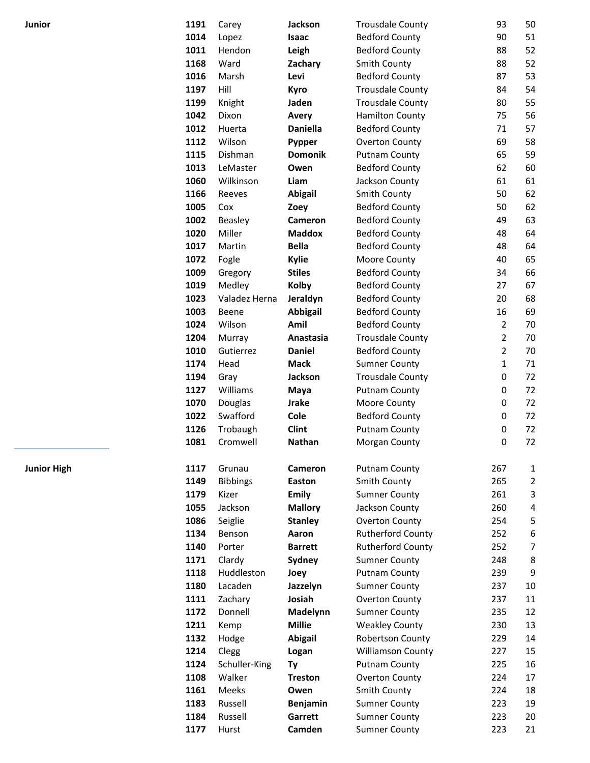| | | | | | | |
|---|---|---|---|---|---|---|
| **Junior** | **1191** | Carey | **Jackson** | Trousdale County | 93 | 50 |
| | **1014** | Lopez | **Isaac** | Bedford County | 90 | 51 |
| | **1011** | Hendon | **Leigh** | Bedford County | 88 | 52 |
| | **1168** | Ward | **Zachary** | Smith County | 88 | 52 |
| | **1016** | Marsh | **Levi** | Bedford County | 87 | 53 |
| | **1197** | Hill | **Kyro** | Trousdale County | 84 | 54 |
| | **1199** | Knight | **Jaden** | Trousdale County | 80 | 55 |
| | **1042** | Dixon | **Avery** | Hamilton County | 75 | 56 |
| | **1012** | Huerta | **Daniella** | Bedford County | 71 | 57 |
| | **1112** | Wilson | **Pypper** | Overton County | 69 | 58 |
| | **1115** | Dishman | **Domonik** | Putnam County | 65 | 59 |
| | **1013** | LeMaster | **Owen** | Bedford County | 62 | 60 |
| | **1060** | Wilkinson | **Liam** | Jackson County | 61 | 61 |
| | **1166** | Reeves | **Abigail** | Smith County | 50 | 62 |
| | **1005** | Cox | **Zoey** | Bedford County | 50 | 62 |
| | **1002** | Beasley | **Cameron** | Bedford County | 49 | 63 |
| | **1020** | Miller | **Maddox** | Bedford County | 48 | 64 |
| | **1017** | Martin | **Bella** | Bedford County | 48 | 64 |
| | **1072** | Fogle | **Kylie** | Moore County | 40 | 65 |
| | **1009** | Gregory | **Stiles** | Bedford County | 34 | 66 |
| | **1019** | Medley | **Kolby** | Bedford County | 27 | 67 |
| | **1023** | Valadez Herna | **Jeraldyn** | Bedford County | 20 | 68 |
| | **1003** | Beene | **Abbigail** | Bedford County | 16 | 69 |
| | **1024** | Wilson | **Amil** | Bedford County | 2 | 70 |
| | **1204** | Murray | **Anastasia** | Trousdale County | 2 | 70 |
| | **1010** | Gutierrez | **Daniel** | Bedford County | 2 | 70 |
| | **1174** | Head | **Mack** | Sumner County | 1 | 71 |
| | **1194** | Gray | **Jackson** | Trousdale County | 0 | 72 |
| | **1127** | Williams | **Maya** | Putnam County | 0 | 72 |
| | **1070** | Douglas | **Jrake** | Moore County | 0 | 72 |
| | **1022** | Swafford | **Cole** | Bedford County | 0 | 72 |
| | **1126** | Trobaugh | **Clint** | Putnam County | 0 | 72 |
| | **1081** | Cromwell | **Nathan** | Morgan County | 0 | 72 |
| **Junior High** | **1117** | Grunau | **Cameron** | Putnam County | 267 | 1 |
| | **1149** | Bibbings | **Easton** | Smith County | 265 | 2 |
| | **1179** | Kizer | **Emily** | Sumner County | 261 | 3 |
| | **1055** | Jackson | **Mallory** | Jackson County | 260 | 4 |
| | **1086** | Seiglie | **Stanley** | Overton County | 254 | 5 |
| | **1134** | Benson | **Aaron** | Rutherford County | 252 | 6 |
| | **1140** | Porter | **Barrett** | Rutherford County | 252 | 7 |
| | **1171** | Clardy | **Sydney** | Sumner County | 248 | 8 |
| | **1118** | Huddleston | **Joey** | Putnam County | 239 | 9 |
| | **1180** | Lacaden | **Jazzelyn** | Sumner County | 237 | 10 |
| | **1111** | Zachary | **Josiah** | Overton County | 237 | 11 |
| | **1172** | Donnell | **Madelynn** | Sumner County | 235 | 12 |
| | **1211** | Kemp | **Millie** | Weakley County | 230 | 13 |
| | **1132** | Hodge | **Abigail** | Robertson County | 229 | 14 |
| | **1214** | Clegg | **Logan** | Williamson County | 227 | 15 |
| | **1124** | Schuller-King | **Ty** | Putnam County | 225 | 16 |
| | **1108** | Walker | **Treston** | Overton County | 224 | 17 |
| | **1161** | Meeks | **Owen** | Smith County | 224 | 18 |
| | **1183** | Russell | **Benjamin** | Sumner County | 223 | 19 |
| | **1184** | Russell | **Garrett** | Sumner County | 223 | 20 |
| | **1177** | Hurst | **Camden** | Sumner County | 223 | 21 |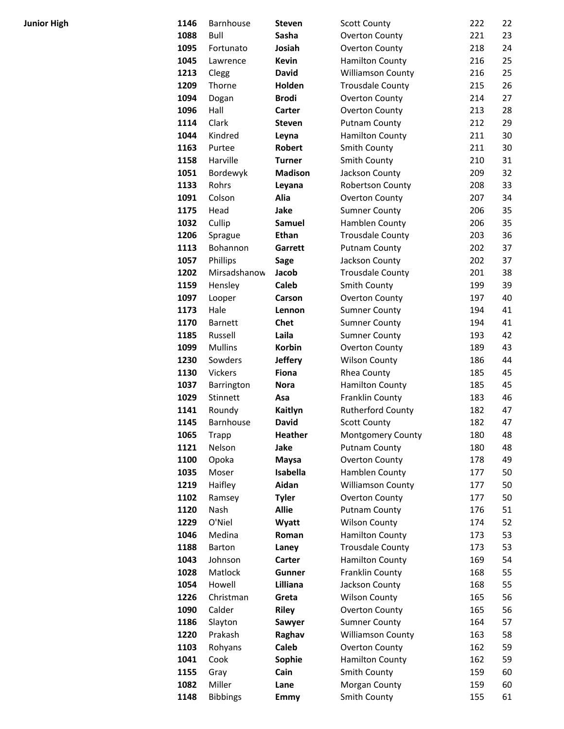**Junior High**

| | | | | | |
|---|---|---|---|---|---|
| **1146** | Barnhouse | **Steven** | Scott County | 222 | 22 |
| **1088** | Bull | **Sasha** | Overton County | 221 | 23 |
| **1095** | Fortunato | **Josiah** | Overton County | 218 | 24 |
| **1045** | Lawrence | **Kevin** | Hamilton County | 216 | 25 |
| **1213** | Clegg | **David** | Williamson County | 216 | 25 |
| **1209** | Thorne | **Holden** | Trousdale County | 215 | 26 |
| **1094** | Dogan | **Brodi** | Overton County | 214 | 27 |
| **1096** | Hall | **Carter** | Overton County | 213 | 28 |
| **1114** | Clark | **Steven** | Putnam County | 212 | 29 |
| **1044** | Kindred | **Leyna** | Hamilton County | 211 | 30 |
| **1163** | Purtee | **Robert** | Smith County | 211 | 30 |
| **1158** | Harville | **Turner** | Smith County | 210 | 31 |
| **1051** | Bordewyk | **Madison** | Jackson County | 209 | 32 |
| **1133** | Rohrs | **Leyana** | Robertson County | 208 | 33 |
| **1091** | Colson | **Alia** | Overton County | 207 | 34 |
| **1175** | Head | **Jake** | Sumner County | 206 | 35 |
| **1032** | Cullip | **Samuel** | Hamblen County | 206 | 35 |
| **1206** | Sprague | **Ethan** | Trousdale County | 203 | 36 |
| **1113** | Bohannon | **Garrett** | Putnam County | 202 | 37 |
| **1057** | Phillips | **Sage** | Jackson County | 202 | 37 |
| **1202** | Mirsadshanow | **Jacob** | Trousdale County | 201 | 38 |
| **1159** | Hensley | **Caleb** | Smith County | 199 | 39 |
| **1097** | Looper | **Carson** | Overton County | 197 | 40 |
| **1173** | Hale | **Lennon** | Sumner County | 194 | 41 |
| **1170** | Barnett | **Chet** | Sumner County | 194 | 41 |
| **1185** | Russell | **Laila** | Sumner County | 193 | 42 |
| **1099** | Mullins | **Korbin** | Overton County | 189 | 43 |
| **1230** | Sowders | **Jeffery** | Wilson County | 186 | 44 |
| **1130** | Vickers | **Fiona** | Rhea County | 185 | 45 |
| **1037** | Barrington | **Nora** | Hamilton County | 185 | 45 |
| **1029** | Stinnett | **Asa** | Franklin County | 183 | 46 |
| **1141** | Roundy | **Kaitlyn** | Rutherford County | 182 | 47 |
| **1145** | Barnhouse | **David** | Scott County | 182 | 47 |
| **1065** | Trapp | **Heather** | Montgomery County | 180 | 48 |
| **1121** | Nelson | **Jake** | Putnam County | 180 | 48 |
| **1100** | Opoka | **Maysa** | Overton County | 178 | 49 |
| **1035** | Moser | **Isabella** | Hamblen County | 177 | 50 |
| **1219** | Haifley | **Aidan** | Williamson County | 177 | 50 |
| **1102** | Ramsey | **Tyler** | Overton County | 177 | 50 |
| **1120** | Nash | **Allie** | Putnam County | 176 | 51 |
| **1229** | O'Niel | **Wyatt** | Wilson County | 174 | 52 |
| **1046** | Medina | **Roman** | Hamilton County | 173 | 53 |
| **1188** | Barton | **Laney** | Trousdale County | 173 | 53 |
| **1043** | Johnson | **Carter** | Hamilton County | 169 | 54 |
| **1028** | Matlock | **Gunner** | Franklin County | 168 | 55 |
| **1054** | Howell | **Lilliana** | Jackson County | 168 | 55 |
| **1226** | Christman | **Greta** | Wilson County | 165 | 56 |
| **1090** | Calder | **Riley** | Overton County | 165 | 56 |
| **1186** | Slayton | **Sawyer** | Sumner County | 164 | 57 |
| **1220** | Prakash | **Raghav** | Williamson County | 163 | 58 |
| **1103** | Rohyans | **Caleb** | Overton County | 162 | 59 |
| **1041** | Cook | **Sophie** | Hamilton County | 162 | 59 |
| **1155** | Gray | **Cain** | Smith County | 159 | 60 |
| **1082** | Miller | **Lane** | Morgan County | 159 | 60 |
| **1148** | Bibbings | **Emmy** | Smith County | 155 | 61 |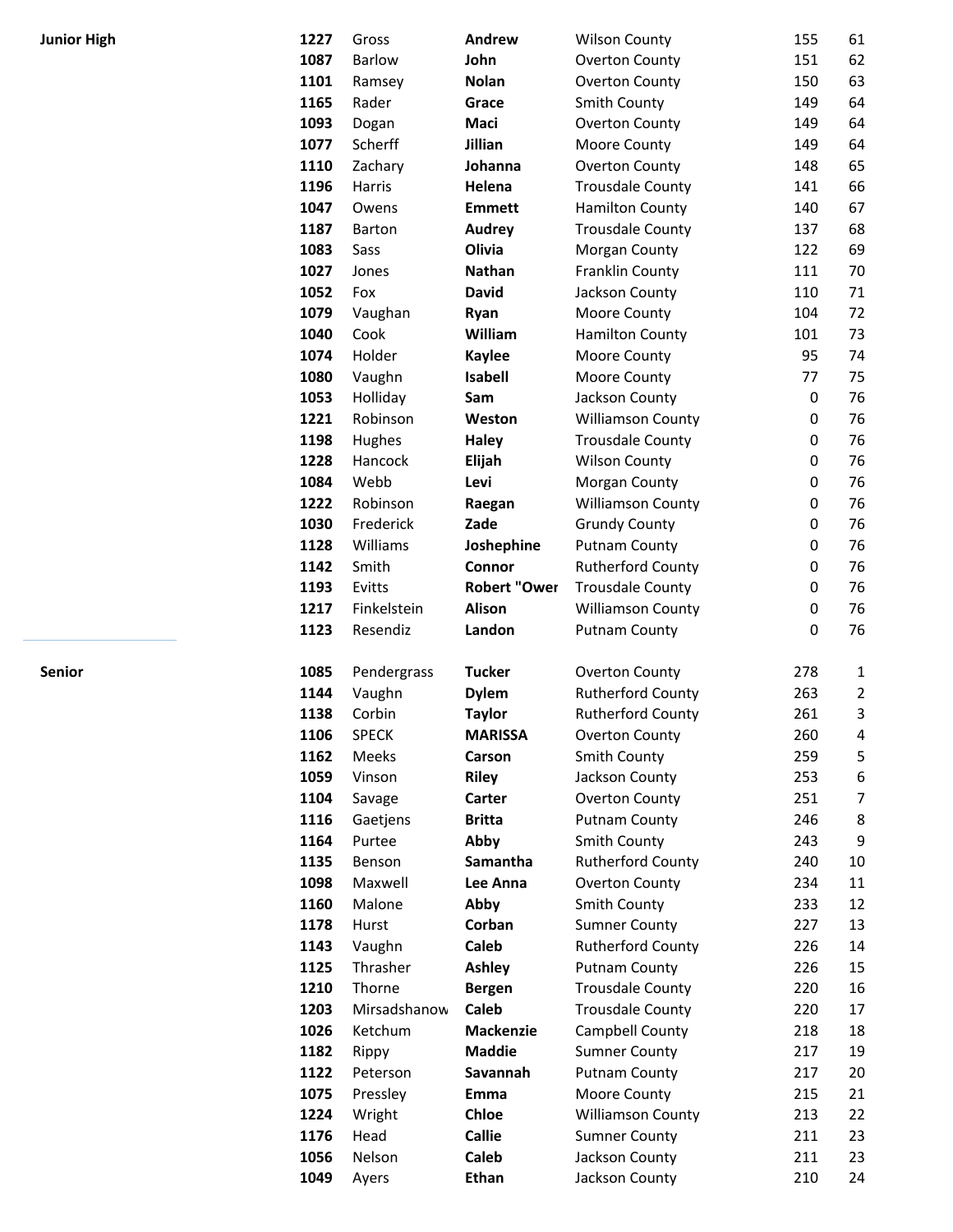| Division | ID | Last Name | First Name | County | Score | Rank |
|---|---|---|---|---|---|---|
| **Junior High** | **1227** | Gross | **Andrew** | Wilson County | 155 | 61 |
| | **1087** | Barlow | **John** | Overton County | 151 | 62 |
| | **1101** | Ramsey | **Nolan** | Overton County | 150 | 63 |
| | **1165** | Rader | **Grace** | Smith County | 149 | 64 |
| | **1093** | Dogan | **Maci** | Overton County | 149 | 64 |
| | **1077** | Scherff | **Jillian** | Moore County | 149 | 64 |
| | **1110** | Zachary | **Johanna** | Overton County | 148 | 65 |
| | **1196** | Harris | **Helena** | Trousdale County | 141 | 66 |
| | **1047** | Owens | **Emmett** | Hamilton County | 140 | 67 |
| | **1187** | Barton | **Audrey** | Trousdale County | 137 | 68 |
| | **1083** | Sass | **Olivia** | Morgan County | 122 | 69 |
| | **1027** | Jones | **Nathan** | Franklin County | 111 | 70 |
| | **1052** | Fox | **David** | Jackson County | 110 | 71 |
| | **1079** | Vaughan | **Ryan** | Moore County | 104 | 72 |
| | **1040** | Cook | **William** | Hamilton County | 101 | 73 |
| | **1074** | Holder | **Kaylee** | Moore County | 95 | 74 |
| | **1080** | Vaughn | **Isabell** | Moore County | 77 | 75 |
| | **1053** | Holliday | **Sam** | Jackson County | 0 | 76 |
| | **1221** | Robinson | **Weston** | Williamson County | 0 | 76 |
| | **1198** | Hughes | **Haley** | Trousdale County | 0 | 76 |
| | **1228** | Hancock | **Elijah** | Wilson County | 0 | 76 |
| | **1084** | Webb | **Levi** | Morgan County | 0 | 76 |
| | **1222** | Robinson | **Raegan** | Williamson County | 0 | 76 |
| | **1030** | Frederick | **Zade** | Grundy County | 0 | 76 |
| | **1128** | Williams | **Joshephine** | Putnam County | 0 | 76 |
| | **1142** | Smith | **Connor** | Rutherford County | 0 | 76 |
| | **1193** | Evitts | **Robert "Ower** | Trousdale County | 0 | 76 |
| | **1217** | Finkelstein | **Alison** | Williamson County | 0 | 76 |
| | **1123** | Resendiz | **Landon** | Putnam County | 0 | 76 |
| **Senior** | **1085** | Pendergrass | **Tucker** | Overton County | 278 | 1 |
| | **1144** | Vaughn | **Dylem** | Rutherford County | 263 | 2 |
| | **1138** | Corbin | **Taylor** | Rutherford County | 261 | 3 |
| | **1106** | SPECK | **MARISSA** | Overton County | 260 | 4 |
| | **1162** | Meeks | **Carson** | Smith County | 259 | 5 |
| | **1059** | Vinson | **Riley** | Jackson County | 253 | 6 |
| | **1104** | Savage | **Carter** | Overton County | 251 | 7 |
| | **1116** | Gaetjens | **Britta** | Putnam County | 246 | 8 |
| | **1164** | Purtee | **Abby** | Smith County | 243 | 9 |
| | **1135** | Benson | **Samantha** | Rutherford County | 240 | 10 |
| | **1098** | Maxwell | **Lee Anna** | Overton County | 234 | 11 |
| | **1160** | Malone | **Abby** | Smith County | 233 | 12 |
| | **1178** | Hurst | **Corban** | Sumner County | 227 | 13 |
| | **1143** | Vaughn | **Caleb** | Rutherford County | 226 | 14 |
| | **1125** | Thrasher | **Ashley** | Putnam County | 226 | 15 |
| | **1210** | Thorne | **Bergen** | Trousdale County | 220 | 16 |
| | **1203** | Mirsadshanow | **Caleb** | Trousdale County | 220 | 17 |
| | **1026** | Ketchum | **Mackenzie** | Campbell County | 218 | 18 |
| | **1182** | Rippy | **Maddie** | Sumner County | 217 | 19 |
| | **1122** | Peterson | **Savannah** | Putnam County | 217 | 20 |
| | **1075** | Pressley | **Emma** | Moore County | 215 | 21 |
| | **1224** | Wright | **Chloe** | Williamson County | 213 | 22 |
| | **1176** | Head | **Callie** | Sumner County | 211 | 23 |
| | **1056** | Nelson | **Caleb** | Jackson County | 211 | 23 |
| | **1049** | Ayers | **Ethan** | Jackson County | 210 | 24 |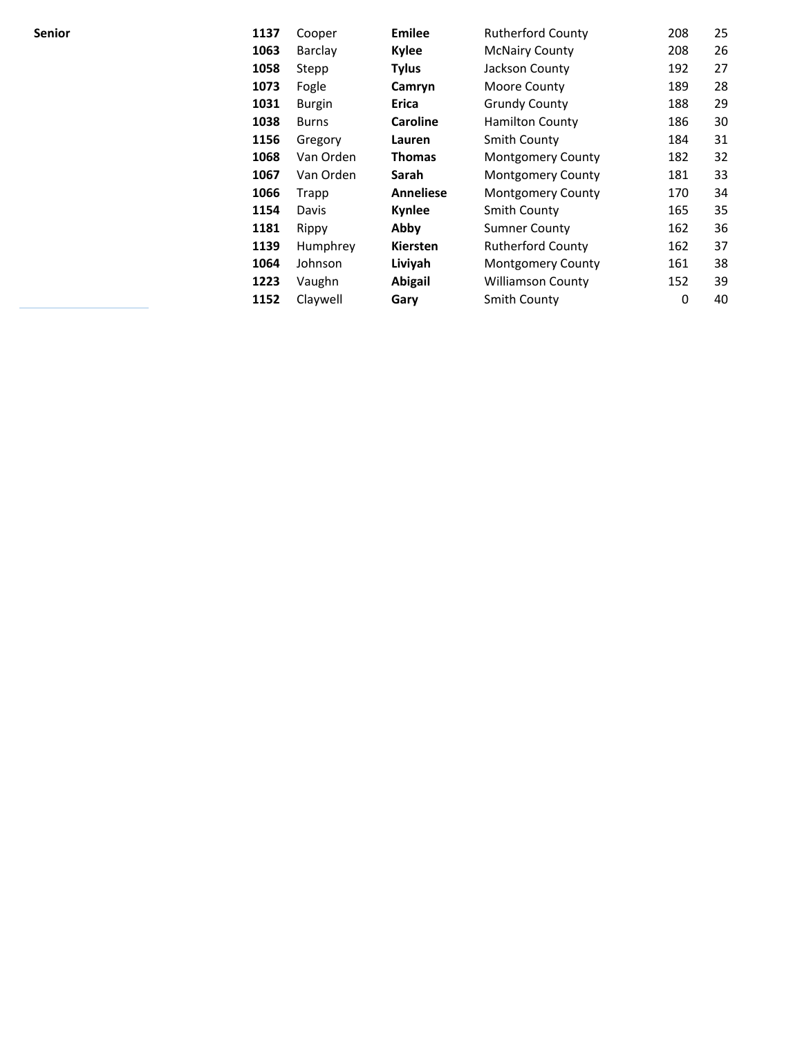| Senior | | | | | | |
|---|---|---|---|---|---|---|
| | **1137** | Cooper | **Emilee** | Rutherford County | 208 | 25 |
| | **1063** | Barclay | **Kylee** | McNairy County | 208 | 26 |
| | **1058** | Stepp | **Tylus** | Jackson County | 192 | 27 |
| | **1073** | Fogle | **Camryn** | Moore County | 189 | 28 |
| | **1031** | Burgin | **Erica** | Grundy County | 188 | 29 |
| | **1038** | Burns | **Caroline** | Hamilton County | 186 | 30 |
| | **1156** | Gregory | **Lauren** | Smith County | 184 | 31 |
| | **1068** | Van Orden | **Thomas** | Montgomery County | 182 | 32 |
| | **1067** | Van Orden | **Sarah** | Montgomery County | 181 | 33 |
| | **1066** | Trapp | **Anneliese** | Montgomery County | 170 | 34 |
| | **1154** | Davis | **Kynlee** | Smith County | 165 | 35 |
| | **1181** | Rippy | **Abby** | Sumner County | 162 | 36 |
| | **1139** | Humphrey | **Kiersten** | Rutherford County | 162 | 37 |
| | **1064** | Johnson | **Liviyah** | Montgomery County | 161 | 38 |
| | **1223** | Vaughn | **Abigail** | Williamson County | 152 | 39 |
| | **1152** | Claywell | **Gary** | Smith County | 0 | 40 |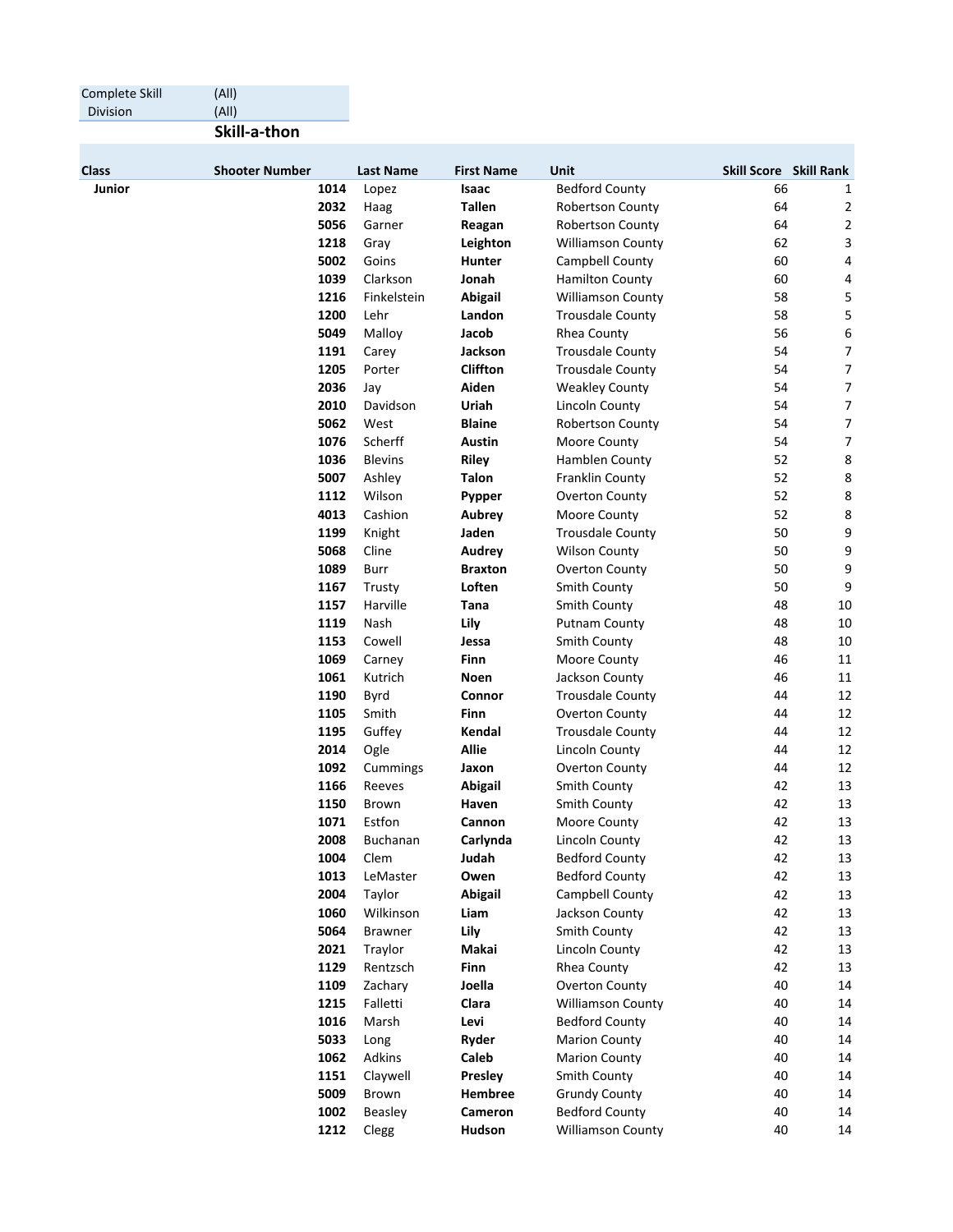| Complete Skill | (All) |
|---|---|
| Division | (All) |

## Skill-a-thon

| Class | Shooter Number | Last Name | First Name | Unit | Skill Score | Skill Rank |
|---|---|---|---|---|---|---|
| **Junior** | **1014** | Lopez | **Isaac** | Bedford County | 66 | 1 |
| | **2032** | Haag | **Tallen** | Robertson County | 64 | 2 |
| | **5056** | Garner | **Reagan** | Robertson County | 64 | 2 |
| | **1218** | Gray | **Leighton** | Williamson County | 62 | 3 |
| | **5002** | Goins | **Hunter** | Campbell County | 60 | 4 |
| | **1039** | Clarkson | **Jonah** | Hamilton County | 60 | 4 |
| | **1216** | Finkelstein | **Abigail** | Williamson County | 58 | 5 |
| | **1200** | Lehr | **Landon** | Trousdale County | 58 | 5 |
| | **5049** | Malloy | **Jacob** | Rhea County | 56 | 6 |
| | **1191** | Carey | **Jackson** | Trousdale County | 54 | 7 |
| | **1205** | Porter | **Cliffton** | Trousdale County | 54 | 7 |
| | **2036** | Jay | **Aiden** | Weakley County | 54 | 7 |
| | **2010** | Davidson | **Uriah** | Lincoln County | 54 | 7 |
| | **5062** | West | **Blaine** | Robertson County | 54 | 7 |
| | **1076** | Scherff | **Austin** | Moore County | 54 | 7 |
| | **1036** | Blevins | **Riley** | Hamblen County | 52 | 8 |
| | **5007** | Ashley | **Talon** | Franklin County | 52 | 8 |
| | **1112** | Wilson | **Pypper** | Overton County | 52 | 8 |
| | **4013** | Cashion | **Aubrey** | Moore County | 52 | 8 |
| | **1199** | Knight | **Jaden** | Trousdale County | 50 | 9 |
| | **5068** | Cline | **Audrey** | Wilson County | 50 | 9 |
| | **1089** | Burr | **Braxton** | Overton County | 50 | 9 |
| | **1167** | Trusty | **Loften** | Smith County | 50 | 9 |
| | **1157** | Harville | **Tana** | Smith County | 48 | 10 |
| | **1119** | Nash | **Lily** | Putnam County | 48 | 10 |
| | **1153** | Cowell | **Jessa** | Smith County | 48 | 10 |
| | **1069** | Carney | **Finn** | Moore County | 46 | 11 |
| | **1061** | Kutrich | **Noen** | Jackson County | 46 | 11 |
| | **1190** | Byrd | **Connor** | Trousdale County | 44 | 12 |
| | **1105** | Smith | **Finn** | Overton County | 44 | 12 |
| | **1195** | Guffey | **Kendal** | Trousdale County | 44 | 12 |
| | **2014** | Ogle | **Allie** | Lincoln County | 44 | 12 |
| | **1092** | Cummings | **Jaxon** | Overton County | 44 | 12 |
| | **1166** | Reeves | **Abigail** | Smith County | 42 | 13 |
| | **1150** | Brown | **Haven** | Smith County | 42 | 13 |
| | **1071** | Estfon | **Cannon** | Moore County | 42 | 13 |
| | **2008** | Buchanan | **Carlynda** | Lincoln County | 42 | 13 |
| | **1004** | Clem | **Judah** | Bedford County | 42 | 13 |
| | **1013** | LeMaster | **Owen** | Bedford County | 42 | 13 |
| | **2004** | Taylor | **Abigail** | Campbell County | 42 | 13 |
| | **1060** | Wilkinson | **Liam** | Jackson County | 42 | 13 |
| | **5064** | Brawner | **Lily** | Smith County | 42 | 13 |
| | **2021** | Traylor | **Makai** | Lincoln County | 42 | 13 |
| | **1129** | Rentzsch | **Finn** | Rhea County | 42 | 13 |
| | **1109** | Zachary | **Joella** | Overton County | 40 | 14 |
| | **1215** | Falletti | **Clara** | Williamson County | 40 | 14 |
| | **1016** | Marsh | **Levi** | Bedford County | 40 | 14 |
| | **5033** | Long | **Ryder** | Marion County | 40 | 14 |
| | **1062** | Adkins | **Caleb** | Marion County | 40 | 14 |
| | **1151** | Claywell | **Presley** | Smith County | 40 | 14 |
| | **5009** | Brown | **Hembree** | Grundy County | 40 | 14 |
| | **1002** | Beasley | **Cameron** | Bedford County | 40 | 14 |
| | **1212** | Clegg | **Hudson** | Williamson County | 40 | 14 |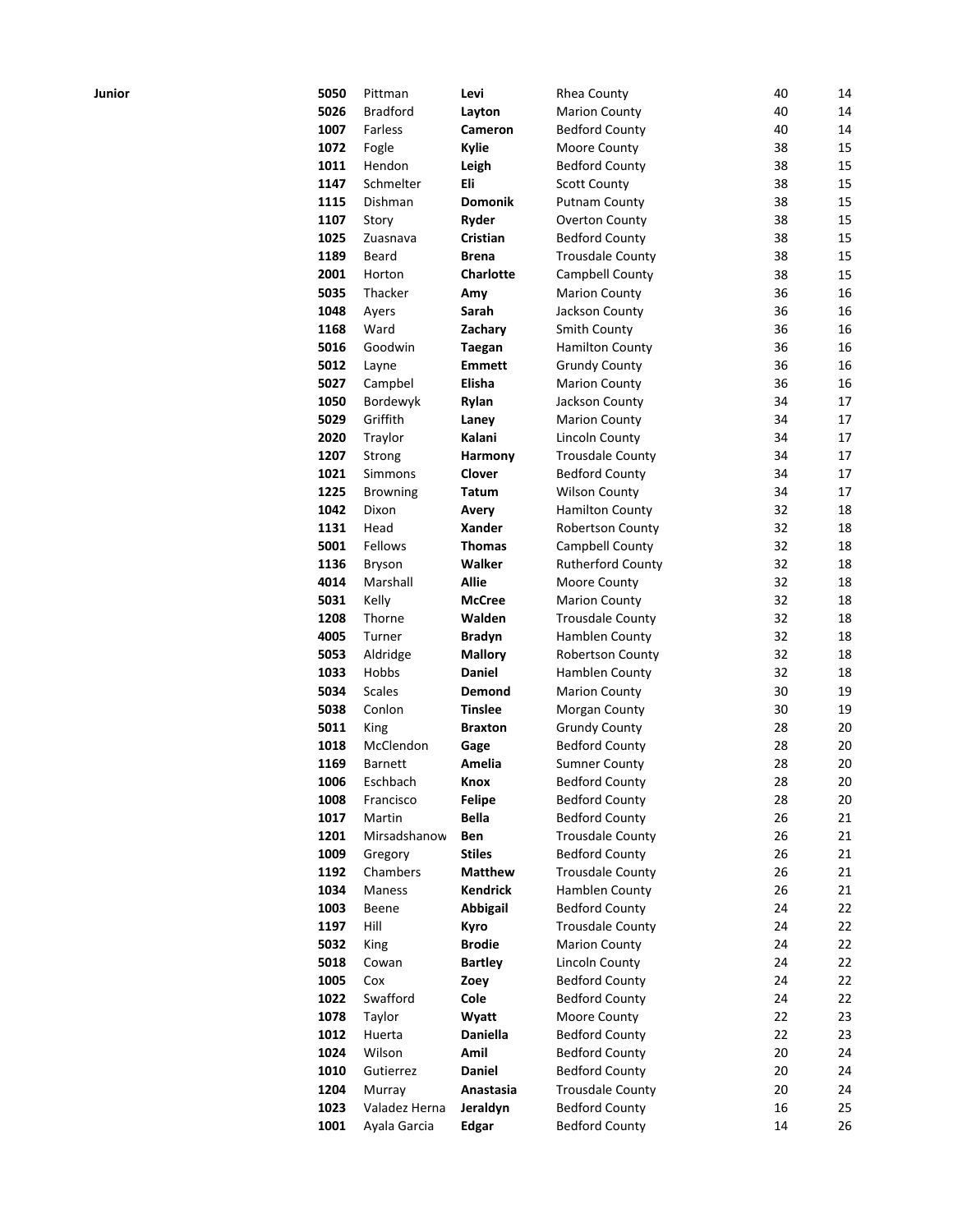| Junior | | | | | | |
|---|---|---|---|---|---|---|
| | **5050** | Pittman | **Levi** | Rhea County | 40 | 14 |
| | **5026** | Bradford | **Layton** | Marion County | 40 | 14 |
| | **1007** | Farless | **Cameron** | Bedford County | 40 | 14 |
| | **1072** | Fogle | **Kylie** | Moore County | 38 | 15 |
| | **1011** | Hendon | **Leigh** | Bedford County | 38 | 15 |
| | **1147** | Schmelter | **Eli** | Scott County | 38 | 15 |
| | **1115** | Dishman | **Domonik** | Putnam County | 38 | 15 |
| | **1107** | Story | **Ryder** | Overton County | 38 | 15 |
| | **1025** | Zuasnava | **Cristian** | Bedford County | 38 | 15 |
| | **1189** | Beard | **Brena** | Trousdale County | 38 | 15 |
| | **2001** | Horton | **Charlotte** | Campbell County | 38 | 15 |
| | **5035** | Thacker | **Amy** | Marion County | 36 | 16 |
| | **1048** | Ayers | **Sarah** | Jackson County | 36 | 16 |
| | **1168** | Ward | **Zachary** | Smith County | 36 | 16 |
| | **5016** | Goodwin | **Taegan** | Hamilton County | 36 | 16 |
| | **5012** | Layne | **Emmett** | Grundy County | 36 | 16 |
| | **5027** | Campbel | **Elisha** | Marion County | 36 | 16 |
| | **1050** | Bordewyk | **Rylan** | Jackson County | 34 | 17 |
| | **5029** | Griffith | **Laney** | Marion County | 34 | 17 |
| | **2020** | Traylor | **Kalani** | Lincoln County | 34 | 17 |
| | **1207** | Strong | **Harmony** | Trousdale County | 34 | 17 |
| | **1021** | Simmons | **Clover** | Bedford County | 34 | 17 |
| | **1225** | Browning | **Tatum** | Wilson County | 34 | 17 |
| | **1042** | Dixon | **Avery** | Hamilton County | 32 | 18 |
| | **1131** | Head | **Xander** | Robertson County | 32 | 18 |
| | **5001** | Fellows | **Thomas** | Campbell County | 32 | 18 |
| | **1136** | Bryson | **Walker** | Rutherford County | 32 | 18 |
| | **4014** | Marshall | **Allie** | Moore County | 32 | 18 |
| | **5031** | Kelly | **McCree** | Marion County | 32 | 18 |
| | **1208** | Thorne | **Walden** | Trousdale County | 32 | 18 |
| | **4005** | Turner | **Bradyn** | Hamblen County | 32 | 18 |
| | **5053** | Aldridge | **Mallory** | Robertson County | 32 | 18 |
| | **1033** | Hobbs | **Daniel** | Hamblen County | 32 | 18 |
| | **5034** | Scales | **Demond** | Marion County | 30 | 19 |
| | **5038** | Conlon | **Tinslee** | Morgan County | 30 | 19 |
| | **5011** | King | **Braxton** | Grundy County | 28 | 20 |
| | **1018** | McClendon | **Gage** | Bedford County | 28 | 20 |
| | **1169** | Barnett | **Amelia** | Sumner County | 28 | 20 |
| | **1006** | Eschbach | **Knox** | Bedford County | 28 | 20 |
| | **1008** | Francisco | **Felipe** | Bedford County | 28 | 20 |
| | **1017** | Martin | **Bella** | Bedford County | 26 | 21 |
| | **1201** | Mirsadshanow | **Ben** | Trousdale County | 26 | 21 |
| | **1009** | Gregory | **Stiles** | Bedford County | 26 | 21 |
| | **1192** | Chambers | **Matthew** | Trousdale County | 26 | 21 |
| | **1034** | Maness | **Kendrick** | Hamblen County | 26 | 21 |
| | **1003** | Beene | **Abbigail** | Bedford County | 24 | 22 |
| | **1197** | Hill | **Kyro** | Trousdale County | 24 | 22 |
| | **5032** | King | **Brodie** | Marion County | 24 | 22 |
| | **5018** | Cowan | **Bartley** | Lincoln County | 24 | 22 |
| | **1005** | Cox | **Zoey** | Bedford County | 24 | 22 |
| | **1022** | Swafford | **Cole** | Bedford County | 24 | 22 |
| | **1078** | Taylor | **Wyatt** | Moore County | 22 | 23 |
| | **1012** | Huerta | **Daniella** | Bedford County | 22 | 23 |
| | **1024** | Wilson | **Amil** | Bedford County | 20 | 24 |
| | **1010** | Gutierrez | **Daniel** | Bedford County | 20 | 24 |
| | **1204** | Murray | **Anastasia** | Trousdale County | 20 | 24 |
| | **1023** | Valadez Herna | **Jeraldyn** | Bedford County | 16 | 25 |
| | **1001** | Ayala Garcia | **Edgar** | Bedford County | 14 | 26 |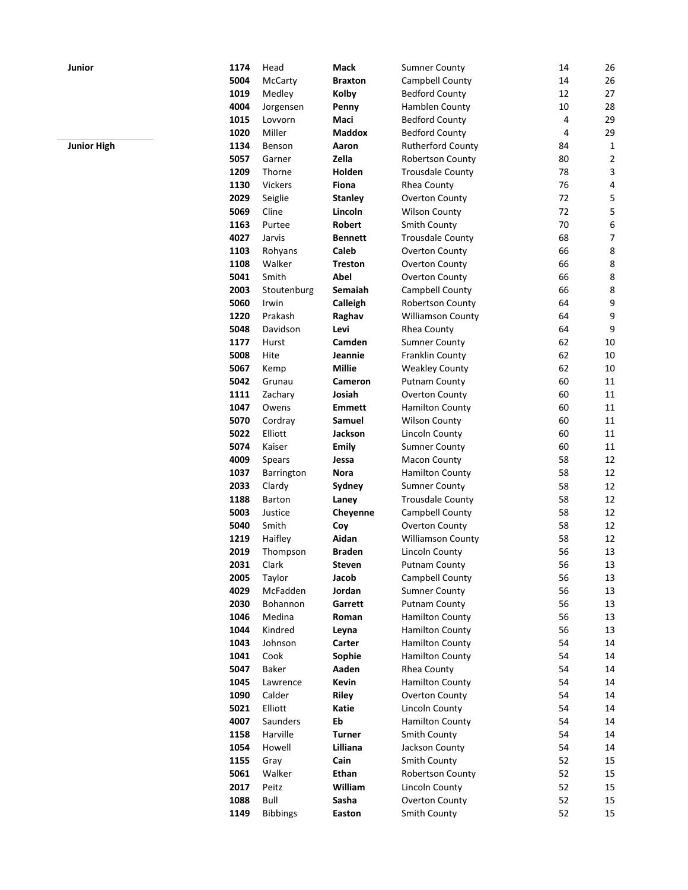| | | | | | | |
|---|---|---|---|---|---|---|
| **Junior** | **1174** | Head | **Mack** | Sumner County | 14 | 26 |
| | **5004** | McCarty | **Braxton** | Campbell County | 14 | 26 |
| | **1019** | Medley | **Kolby** | Bedford County | 12 | 27 |
| | **4004** | Jorgensen | **Penny** | Hamblen County | 10 | 28 |
| | **1015** | Lovvorn | **Maci** | Bedford County | 4 | 29 |
| | **1020** | Miller | **Maddox** | Bedford County | 4 | 29 |
| **Junior High** | **1134** | Benson | **Aaron** | Rutherford County | 84 | 1 |
| | **5057** | Garner | **Zella** | Robertson County | 80 | 2 |
| | **1209** | Thorne | **Holden** | Trousdale County | 78 | 3 |
| | **1130** | Vickers | **Fiona** | Rhea County | 76 | 4 |
| | **2029** | Seiglie | **Stanley** | Overton County | 72 | 5 |
| | **5069** | Cline | **Lincoln** | Wilson County | 72 | 5 |
| | **1163** | Purtee | **Robert** | Smith County | 70 | 6 |
| | **4027** | Jarvis | **Bennett** | Trousdale County | 68 | 7 |
| | **1103** | Rohyans | **Caleb** | Overton County | 66 | 8 |
| | **1108** | Walker | **Treston** | Overton County | 66 | 8 |
| | **5041** | Smith | **Abel** | Overton County | 66 | 8 |
| | **2003** | Stoutenburg | **Semaiah** | Campbell County | 66 | 8 |
| | **5060** | Irwin | **Calleigh** | Robertson County | 64 | 9 |
| | **1220** | Prakash | **Raghav** | Williamson County | 64 | 9 |
| | **5048** | Davidson | **Levi** | Rhea County | 64 | 9 |
| | **1177** | Hurst | **Camden** | Sumner County | 62 | 10 |
| | **5008** | Hite | **Jeannie** | Franklin County | 62 | 10 |
| | **5067** | Kemp | **Millie** | Weakley County | 62 | 10 |
| | **5042** | Grunau | **Cameron** | Putnam County | 60 | 11 |
| | **1111** | Zachary | **Josiah** | Overton County | 60 | 11 |
| | **1047** | Owens | **Emmett** | Hamilton County | 60 | 11 |
| | **5070** | Cordray | **Samuel** | Wilson County | 60 | 11 |
| | **5022** | Elliott | **Jackson** | Lincoln County | 60 | 11 |
| | **5074** | Kaiser | **Emily** | Sumner County | 60 | 11 |
| | **4009** | Spears | **Jessa** | Macon County | 58 | 12 |
| | **1037** | Barrington | **Nora** | Hamilton County | 58 | 12 |
| | **2033** | Clardy | **Sydney** | Sumner County | 58 | 12 |
| | **1188** | Barton | **Laney** | Trousdale County | 58 | 12 |
| | **5003** | Justice | **Cheyenne** | Campbell County | 58 | 12 |
| | **5040** | Smith | **Coy** | Overton County | 58 | 12 |
| | **1219** | Haifley | **Aidan** | Williamson County | 58 | 12 |
| | **2019** | Thompson | **Braden** | Lincoln County | 56 | 13 |
| | **2031** | Clark | **Steven** | Putnam County | 56 | 13 |
| | **2005** | Taylor | **Jacob** | Campbell County | 56 | 13 |
| | **4029** | McFadden | **Jordan** | Sumner County | 56 | 13 |
| | **2030** | Bohannon | **Garrett** | Putnam County | 56 | 13 |
| | **1046** | Medina | **Roman** | Hamilton County | 56 | 13 |
| | **1044** | Kindred | **Leyna** | Hamilton County | 56 | 13 |
| | **1043** | Johnson | **Carter** | Hamilton County | 54 | 14 |
| | **1041** | Cook | **Sophie** | Hamilton County | 54 | 14 |
| | **5047** | Baker | **Aaden** | Rhea County | 54 | 14 |
| | **1045** | Lawrence | **Kevin** | Hamilton County | 54 | 14 |
| | **1090** | Calder | **Riley** | Overton County | 54 | 14 |
| | **5021** | Elliott | **Katie** | Lincoln County | 54 | 14 |
| | **4007** | Saunders | **Eb** | Hamilton County | 54 | 14 |
| | **1158** | Harville | **Turner** | Smith County | 54 | 14 |
| | **1054** | Howell | **Lilliana** | Jackson County | 54 | 14 |
| | **1155** | Gray | **Cain** | Smith County | 52 | 15 |
| | **5061** | Walker | **Ethan** | Robertson County | 52 | 15 |
| | **2017** | Peitz | **William** | Lincoln County | 52 | 15 |
| | **1088** | Bull | **Sasha** | Overton County | 52 | 15 |
| | **1149** | Bibbings | **Easton** | Smith County | 52 | 15 |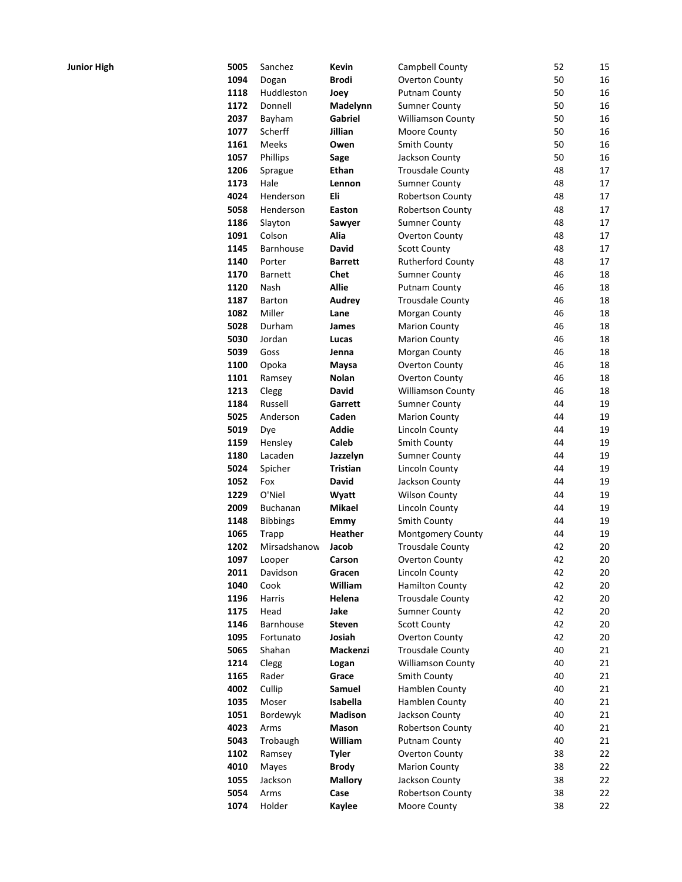**Junior High**

| | | | | | |
|---|---|---|---|---|---|
| **5005** | Sanchez | **Kevin** | Campbell County | 52 | 15 |
| **1094** | Dogan | **Brodi** | Overton County | 50 | 16 |
| **1118** | Huddleston | **Joey** | Putnam County | 50 | 16 |
| **1172** | Donnell | **Madelynn** | Sumner County | 50 | 16 |
| **2037** | Bayham | **Gabriel** | Williamson County | 50 | 16 |
| **1077** | Scherff | **Jillian** | Moore County | 50 | 16 |
| **1161** | Meeks | **Owen** | Smith County | 50 | 16 |
| **1057** | Phillips | **Sage** | Jackson County | 50 | 16 |
| **1206** | Sprague | **Ethan** | Trousdale County | 48 | 17 |
| **1173** | Hale | **Lennon** | Sumner County | 48 | 17 |
| **4024** | Henderson | **Eli** | Robertson County | 48 | 17 |
| **5058** | Henderson | **Easton** | Robertson County | 48 | 17 |
| **1186** | Slayton | **Sawyer** | Sumner County | 48 | 17 |
| **1091** | Colson | **Alia** | Overton County | 48 | 17 |
| **1145** | Barnhouse | **David** | Scott County | 48 | 17 |
| **1140** | Porter | **Barrett** | Rutherford County | 48 | 17 |
| **1170** | Barnett | **Chet** | Sumner County | 46 | 18 |
| **1120** | Nash | **Allie** | Putnam County | 46 | 18 |
| **1187** | Barton | **Audrey** | Trousdale County | 46 | 18 |
| **1082** | Miller | **Lane** | Morgan County | 46 | 18 |
| **5028** | Durham | **James** | Marion County | 46 | 18 |
| **5030** | Jordan | **Lucas** | Marion County | 46 | 18 |
| **5039** | Goss | **Jenna** | Morgan County | 46 | 18 |
| **1100** | Opoka | **Maysa** | Overton County | 46 | 18 |
| **1101** | Ramsey | **Nolan** | Overton County | 46 | 18 |
| **1213** | Clegg | **David** | Williamson County | 46 | 18 |
| **1184** | Russell | **Garrett** | Sumner County | 44 | 19 |
| **5025** | Anderson | **Caden** | Marion County | 44 | 19 |
| **5019** | Dye | **Addie** | Lincoln County | 44 | 19 |
| **1159** | Hensley | **Caleb** | Smith County | 44 | 19 |
| **1180** | Lacaden | **Jazzelyn** | Sumner County | 44 | 19 |
| **5024** | Spicher | **Tristian** | Lincoln County | 44 | 19 |
| **1052** | Fox | **David** | Jackson County | 44 | 19 |
| **1229** | O'Niel | **Wyatt** | Wilson County | 44 | 19 |
| **2009** | Buchanan | **Mikael** | Lincoln County | 44 | 19 |
| **1148** | Bibbings | **Emmy** | Smith County | 44 | 19 |
| **1065** | Trapp | **Heather** | Montgomery County | 44 | 19 |
| **1202** | Mirsadshanow | **Jacob** | Trousdale County | 42 | 20 |
| **1097** | Looper | **Carson** | Overton County | 42 | 20 |
| **2011** | Davidson | **Gracen** | Lincoln County | 42 | 20 |
| **1040** | Cook | **William** | Hamilton County | 42 | 20 |
| **1196** | Harris | **Helena** | Trousdale County | 42 | 20 |
| **1175** | Head | **Jake** | Sumner County | 42 | 20 |
| **1146** | Barnhouse | **Steven** | Scott County | 42 | 20 |
| **1095** | Fortunato | **Josiah** | Overton County | 42 | 20 |
| **5065** | Shahan | **Mackenzi** | Trousdale County | 40 | 21 |
| **1214** | Clegg | **Logan** | Williamson County | 40 | 21 |
| **1165** | Rader | **Grace** | Smith County | 40 | 21 |
| **4002** | Cullip | **Samuel** | Hamblen County | 40 | 21 |
| **1035** | Moser | **Isabella** | Hamblen County | 40 | 21 |
| **1051** | Bordewyk | **Madison** | Jackson County | 40 | 21 |
| **4023** | Arms | **Mason** | Robertson County | 40 | 21 |
| **5043** | Trobaugh | **William** | Putnam County | 40 | 21 |
| **1102** | Ramsey | **Tyler** | Overton County | 38 | 22 |
| **4010** | Mayes | **Brody** | Marion County | 38 | 22 |
| **1055** | Jackson | **Mallory** | Jackson County | 38 | 22 |
| **5054** | Arms | **Case** | Robertson County | 38 | 22 |
| **1074** | Holder | **Kaylee** | Moore County | 38 | 22 |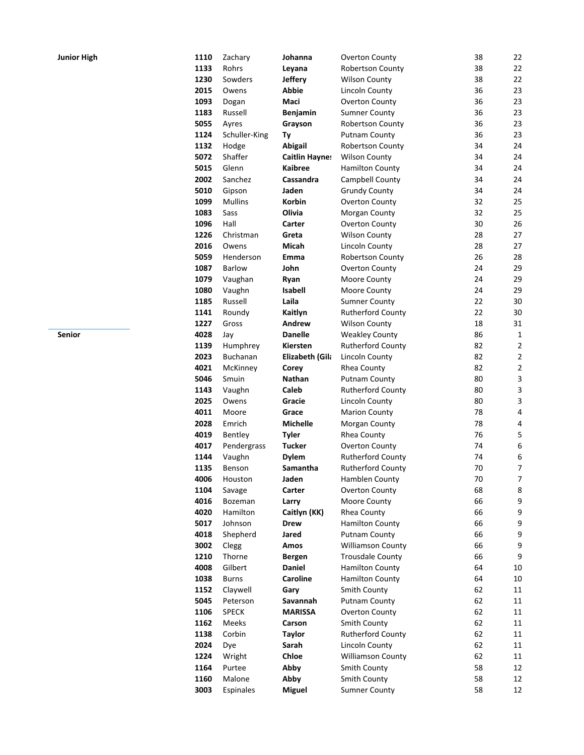| | | | | | | |
|---|---|---|---|---|---|---|
| **Junior High** | **1110** | Zachary | **Johanna** | Overton County | 38 | 22 |
| | **1133** | Rohrs | **Leyana** | Robertson County | 38 | 22 |
| | **1230** | Sowders | **Jeffery** | Wilson County | 38 | 22 |
| | **2015** | Owens | **Abbie** | Lincoln County | 36 | 23 |
| | **1093** | Dogan | **Maci** | Overton County | 36 | 23 |
| | **1183** | Russell | **Benjamin** | Sumner County | 36 | 23 |
| | **5055** | Ayres | **Grayson** | Robertson County | 36 | 23 |
| | **1124** | Schuller-King | **Ty** | Putnam County | 36 | 23 |
| | **1132** | Hodge | **Abigail** | Robertson County | 34 | 24 |
| | **5072** | Shaffer | **Caitlin Haynes** | Wilson County | 34 | 24 |
| | **5015** | Glenn | **Kaibree** | Hamilton County | 34 | 24 |
| | **2002** | Sanchez | **Cassandra** | Campbell County | 34 | 24 |
| | **5010** | Gipson | **Jaden** | Grundy County | 34 | 24 |
| | **1099** | Mullins | **Korbin** | Overton County | 32 | 25 |
| | **1083** | Sass | **Olivia** | Morgan County | 32 | 25 |
| | **1096** | Hall | **Carter** | Overton County | 30 | 26 |
| | **1226** | Christman | **Greta** | Wilson County | 28 | 27 |
| | **2016** | Owens | **Micah** | Lincoln County | 28 | 27 |
| | **5059** | Henderson | **Emma** | Robertson County | 26 | 28 |
| | **1087** | Barlow | **John** | Overton County | 24 | 29 |
| | **1079** | Vaughan | **Ryan** | Moore County | 24 | 29 |
| | **1080** | Vaughn | **Isabell** | Moore County | 24 | 29 |
| | **1185** | Russell | **Laila** | Sumner County | 22 | 30 |
| | **1141** | Roundy | **Kaitlyn** | Rutherford County | 22 | 30 |
| | **1227** | Gross | **Andrew** | Wilson County | 18 | 31 |
| **Senior** | **4028** | Jay | **Danelle** | Weakley County | 86 | 1 |
| | **1139** | Humphrey | **Kiersten** | Rutherford County | 82 | 2 |
| | **2023** | Buchanan | **Elizabeth (Gila** | Lincoln County | 82 | 2 |
| | **4021** | McKinney | **Corey** | Rhea County | 82 | 2 |
| | **5046** | Smuin | **Nathan** | Putnam County | 80 | 3 |
| | **1143** | Vaughn | **Caleb** | Rutherford County | 80 | 3 |
| | **2025** | Owens | **Gracie** | Lincoln County | 80 | 3 |
| | **4011** | Moore | **Grace** | Marion County | 78 | 4 |
| | **2028** | Emrich | **Michelle** | Morgan County | 78 | 4 |
| | **4019** | Bentley | **Tyler** | Rhea County | 76 | 5 |
| | **4017** | Pendergrass | **Tucker** | Overton County | 74 | 6 |
| | **1144** | Vaughn | **Dylem** | Rutherford County | 74 | 6 |
| | **1135** | Benson | **Samantha** | Rutherford County | 70 | 7 |
| | **4006** | Houston | **Jaden** | Hamblen County | 70 | 7 |
| | **1104** | Savage | **Carter** | Overton County | 68 | 8 |
| | **4016** | Bozeman | **Larry** | Moore County | 66 | 9 |
| | **4020** | Hamilton | **Caitlyn (KK)** | Rhea County | 66 | 9 |
| | **5017** | Johnson | **Drew** | Hamilton County | 66 | 9 |
| | **4018** | Shepherd | **Jared** | Putnam County | 66 | 9 |
| | **3002** | Clegg | **Amos** | Williamson County | 66 | 9 |
| | **1210** | Thorne | **Bergen** | Trousdale County | 66 | 9 |
| | **4008** | Gilbert | **Daniel** | Hamilton County | 64 | 10 |
| | **1038** | Burns | **Caroline** | Hamilton County | 64 | 10 |
| | **1152** | Claywell | **Gary** | Smith County | 62 | 11 |
| | **5045** | Peterson | **Savannah** | Putnam County | 62 | 11 |
| | **1106** | SPECK | **MARISSA** | Overton County | 62 | 11 |
| | **1162** | Meeks | **Carson** | Smith County | 62 | 11 |
| | **1138** | Corbin | **Taylor** | Rutherford County | 62 | 11 |
| | **2024** | Dye | **Sarah** | Lincoln County | 62 | 11 |
| | **1224** | Wright | **Chloe** | Williamson County | 62 | 11 |
| | **1164** | Purtee | **Abby** | Smith County | 58 | 12 |
| | **1160** | Malone | **Abby** | Smith County | 58 | 12 |
| | **3003** | Espinales | **Miguel** | Sumner County | 58 | 12 |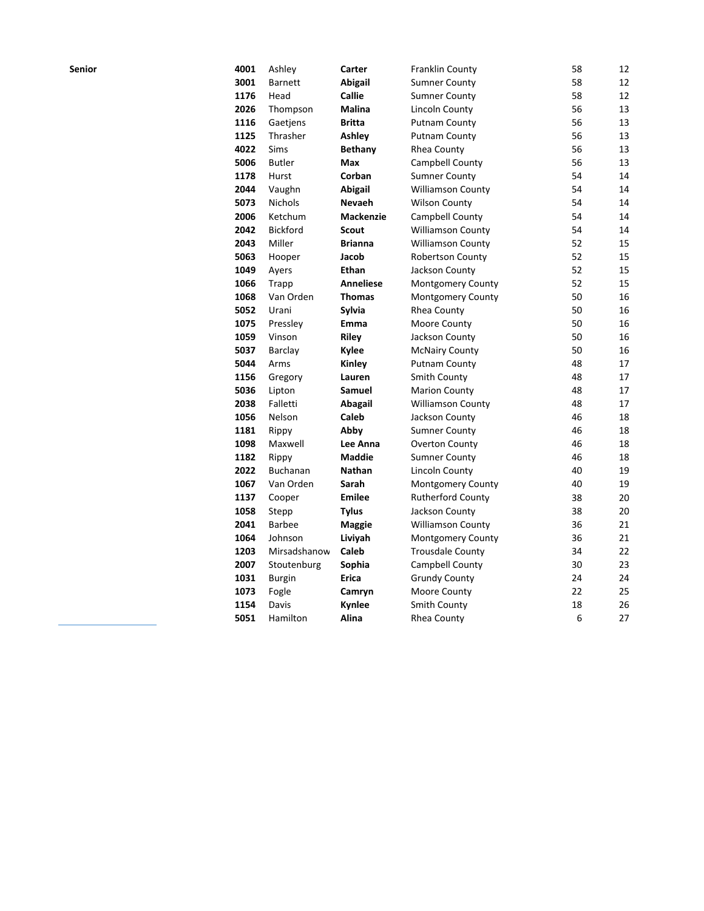**Senior**

| | | | | | |
|---|---|---|---|---|---|
| **4001** | Ashley | **Carter** | Franklin County | 58 | 12 |
| **3001** | Barnett | **Abigail** | Sumner County | 58 | 12 |
| **1176** | Head | **Callie** | Sumner County | 58 | 12 |
| **2026** | Thompson | **Malina** | Lincoln County | 56 | 13 |
| **1116** | Gaetjens | **Britta** | Putnam County | 56 | 13 |
| **1125** | Thrasher | **Ashley** | Putnam County | 56 | 13 |
| **4022** | Sims | **Bethany** | Rhea County | 56 | 13 |
| **5006** | Butler | **Max** | Campbell County | 56 | 13 |
| **1178** | Hurst | **Corban** | Sumner County | 54 | 14 |
| **2044** | Vaughn | **Abigail** | Williamson County | 54 | 14 |
| **5073** | Nichols | **Nevaeh** | Wilson County | 54 | 14 |
| **2006** | Ketchum | **Mackenzie** | Campbell County | 54 | 14 |
| **2042** | Bickford | **Scout** | Williamson County | 54 | 14 |
| **2043** | Miller | **Brianna** | Williamson County | 52 | 15 |
| **5063** | Hooper | **Jacob** | Robertson County | 52 | 15 |
| **1049** | Ayers | **Ethan** | Jackson County | 52 | 15 |
| **1066** | Trapp | **Anneliese** | Montgomery County | 52 | 15 |
| **1068** | Van Orden | **Thomas** | Montgomery County | 50 | 16 |
| **5052** | Urani | **Sylvia** | Rhea County | 50 | 16 |
| **1075** | Pressley | **Emma** | Moore County | 50 | 16 |
| **1059** | Vinson | **Riley** | Jackson County | 50 | 16 |
| **5037** | Barclay | **Kylee** | McNairy County | 50 | 16 |
| **5044** | Arms | **Kinley** | Putnam County | 48 | 17 |
| **1156** | Gregory | **Lauren** | Smith County | 48 | 17 |
| **5036** | Lipton | **Samuel** | Marion County | 48 | 17 |
| **2038** | Falletti | **Abagail** | Williamson County | 48 | 17 |
| **1056** | Nelson | **Caleb** | Jackson County | 46 | 18 |
| **1181** | Rippy | **Abby** | Sumner County | 46 | 18 |
| **1098** | Maxwell | **Lee Anna** | Overton County | 46 | 18 |
| **1182** | Rippy | **Maddie** | Sumner County | 46 | 18 |
| **2022** | Buchanan | **Nathan** | Lincoln County | 40 | 19 |
| **1067** | Van Orden | **Sarah** | Montgomery County | 40 | 19 |
| **1137** | Cooper | **Emilee** | Rutherford County | 38 | 20 |
| **1058** | Stepp | **Tylus** | Jackson County | 38 | 20 |
| **2041** | Barbee | **Maggie** | Williamson County | 36 | 21 |
| **1064** | Johnson | **Liviyah** | Montgomery County | 36 | 21 |
| **1203** | Mirsadshanow | **Caleb** | Trousdale County | 34 | 22 |
| **2007** | Stoutenburg | **Sophia** | Campbell County | 30 | 23 |
| **1031** | Burgin | **Erica** | Grundy County | 24 | 24 |
| **1073** | Fogle | **Camryn** | Moore County | 22 | 25 |
| **1154** | Davis | **Kynlee** | Smith County | 18 | 26 |
| **5051** | Hamilton | **Alina** | Rhea County | 6 | 27 |